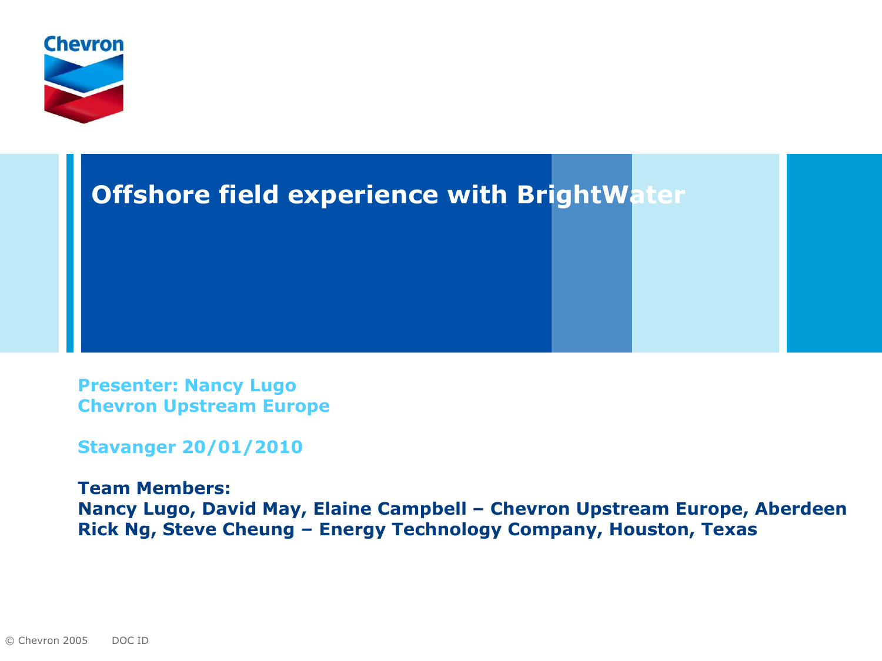# Offshore field experience with BrightWater

**Presenter: Nancy Lugo**
**Chevron Upstream Europe**

**Stavanger 20/01/2010**

**Team Members:**
**Nancy Lugo, David May, Elaine Campbell – Chevron Upstream Europe, Aberdeen**
**Rick Ng, Steve Cheung – Energy Technology Company, Houston, Texas**

© Chevron 2005 DOC ID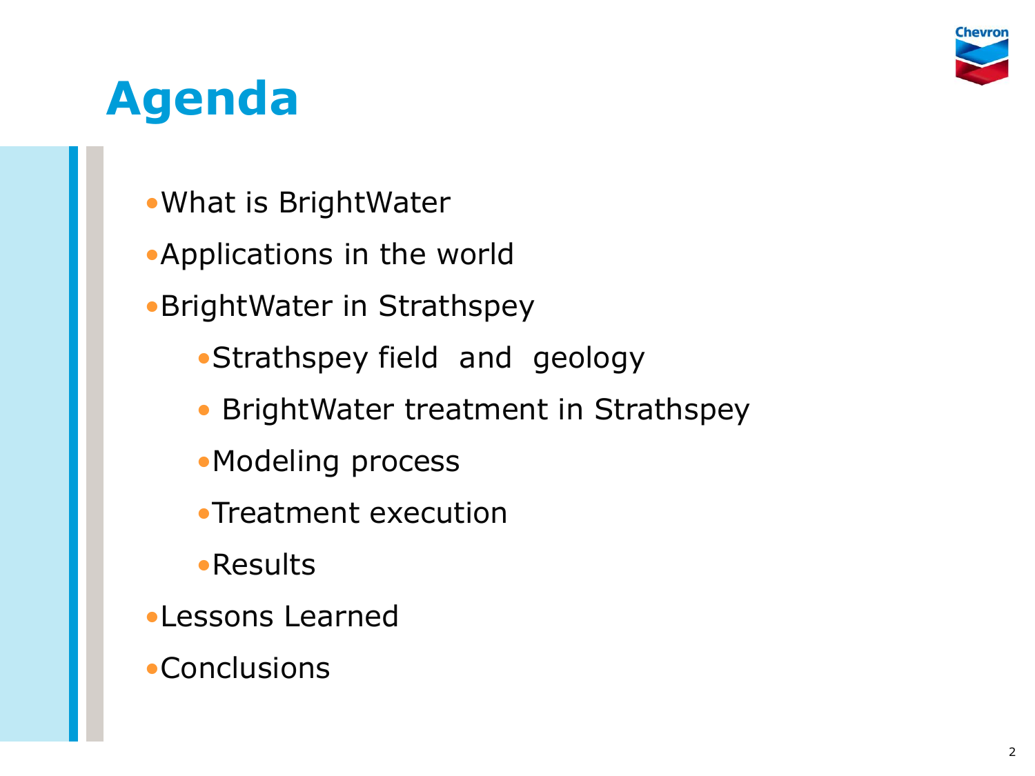# Agenda

- What is BrightWater
- Applications in the world
- BrightWater in Strathspey
    - Strathspey field and geology
    - BrightWater treatment in Strathspey
    - Modeling process
    - Treatment execution
    - Results
- Lessons Learned
- Conclusions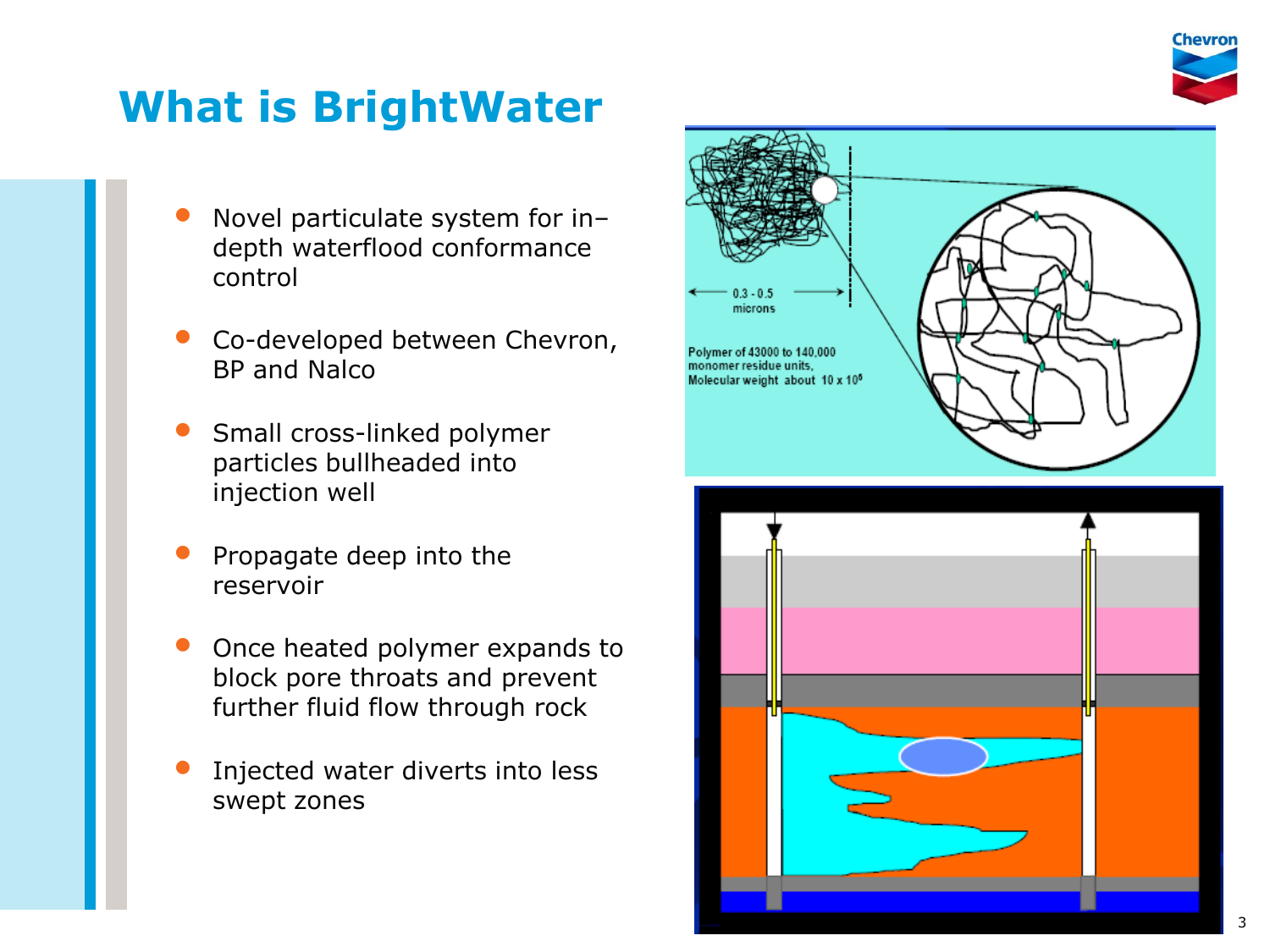# What is BrightWater

- Novel particulate system for in–depth waterflood conformance control
- Co-developed between Chevron, BP and Nalco
- Small cross-linked polymer particles bullheaded into injection well
- Propagate deep into the reservoir
- Once heated polymer expands to block pore throats and prevent further fluid flow through rock
- Injected water diverts into less swept zones

0.3 - 0.5 microns

Polymer of 43000 to 140,000 monomer residue units, Molecular weight about $10 \times 10^6$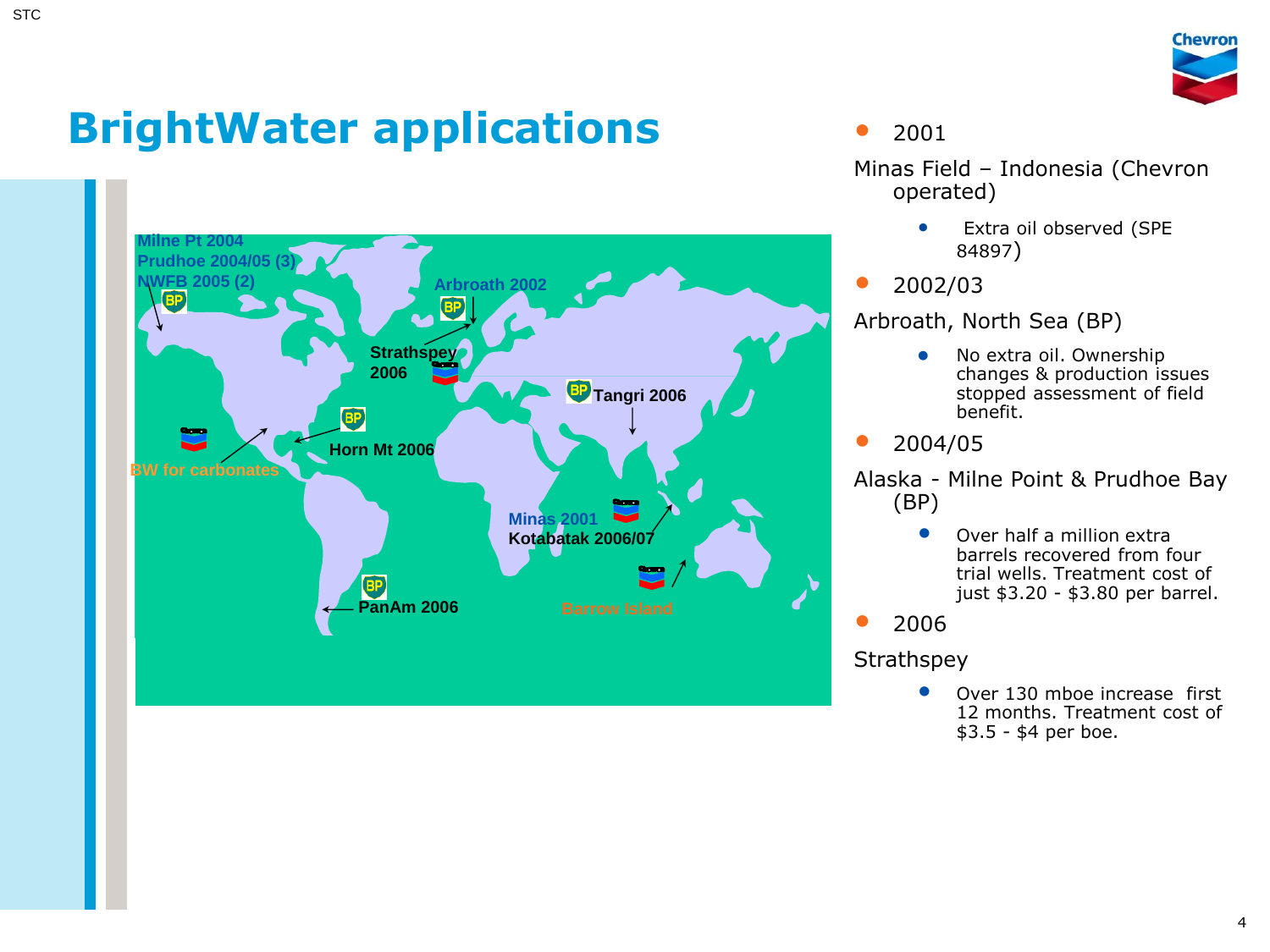# BrightWater applications

Milne Pt 2004
Prudhoe 2004/05 (3)
NWFB 2005 (2)

Arbroath 2002

Strathspey 2006

Tangri 2006

Horn Mt 2006

BW for carbonates

Minas 2001
Kotabatak 2006/07

PanAm 2006

Barrow Island

- 2001

Minas Field – Indonesia (Chevron operated)

  - Extra oil observed (SPE 84897)

- 2002/03

Arbroath, North Sea (BP)

  - No extra oil. Ownership changes & production issues stopped assessment of field benefit.

- 2004/05

Alaska - Milne Point & Prudhoe Bay (BP)

  - Over half a million extra barrels recovered from four trial wells. Treatment cost of just \$3.20 - \$3.80 per barrel.

- 2006

Strathspey

  - Over 130 mboe increase first 12 months. Treatment cost of \$3.5 - \$4 per boe.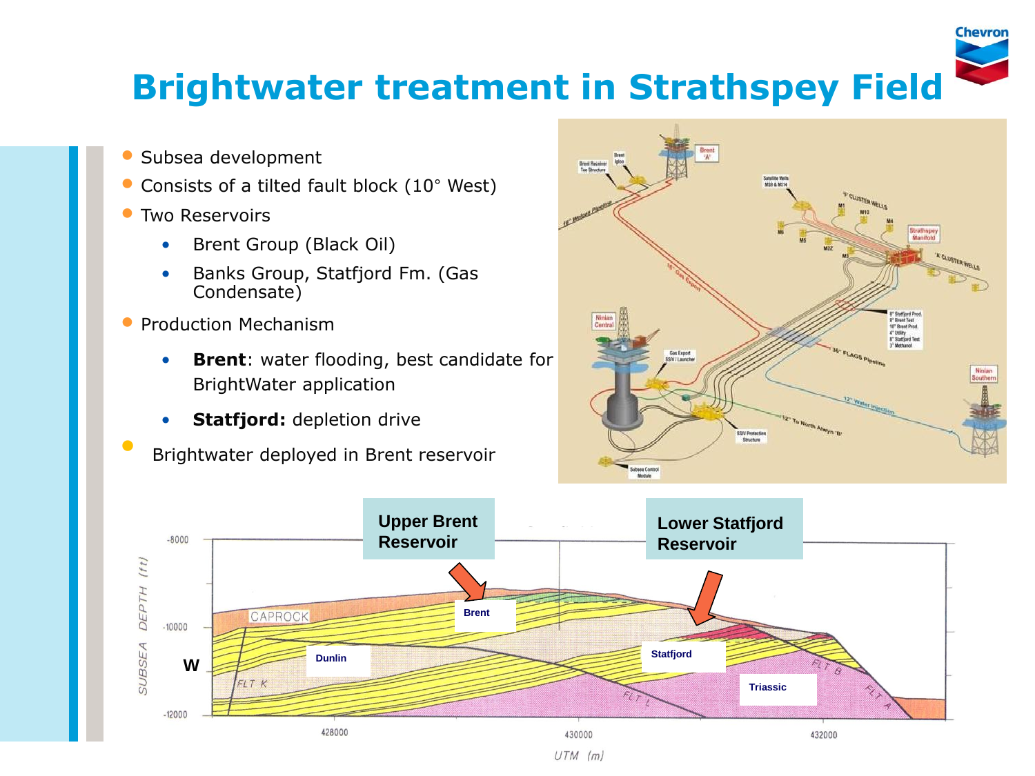# Brightwater treatment in Strathspey Field

- Subsea development
- Consists of a tilted fault block (10° West)
- Two Reservoirs
  - Brent Group (Black Oil)
  - Banks Group, Statfjord Fm. (Gas Condensate)
- Production Mechanism
  - **Brent**: water flooding, best candidate for BrightWater application
  - **Statfjord:** depletion drive
- Brightwater deployed in Brent reservoir

**Upper Brent Reservoir**

**Lower Statfjord Reservoir**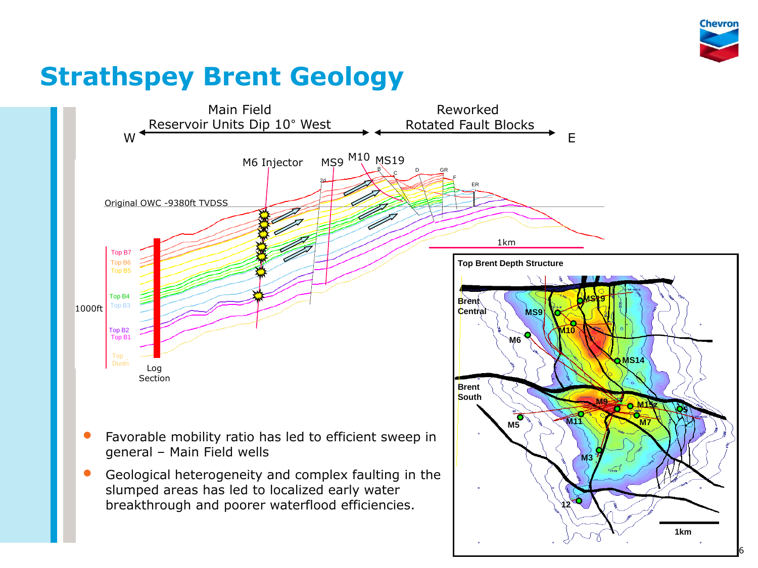# Strathspey Brent Geology

Main Field — Reservoir Units Dip 10° West

Reworked Rotated Fault Blocks

W — E

- Favorable mobility ratio has led to efficient sweep in general – Main Field wells
- Geological heterogeneity and complex faulting in the slumped areas has led to localized early water breakthrough and poorer waterflood efficiencies.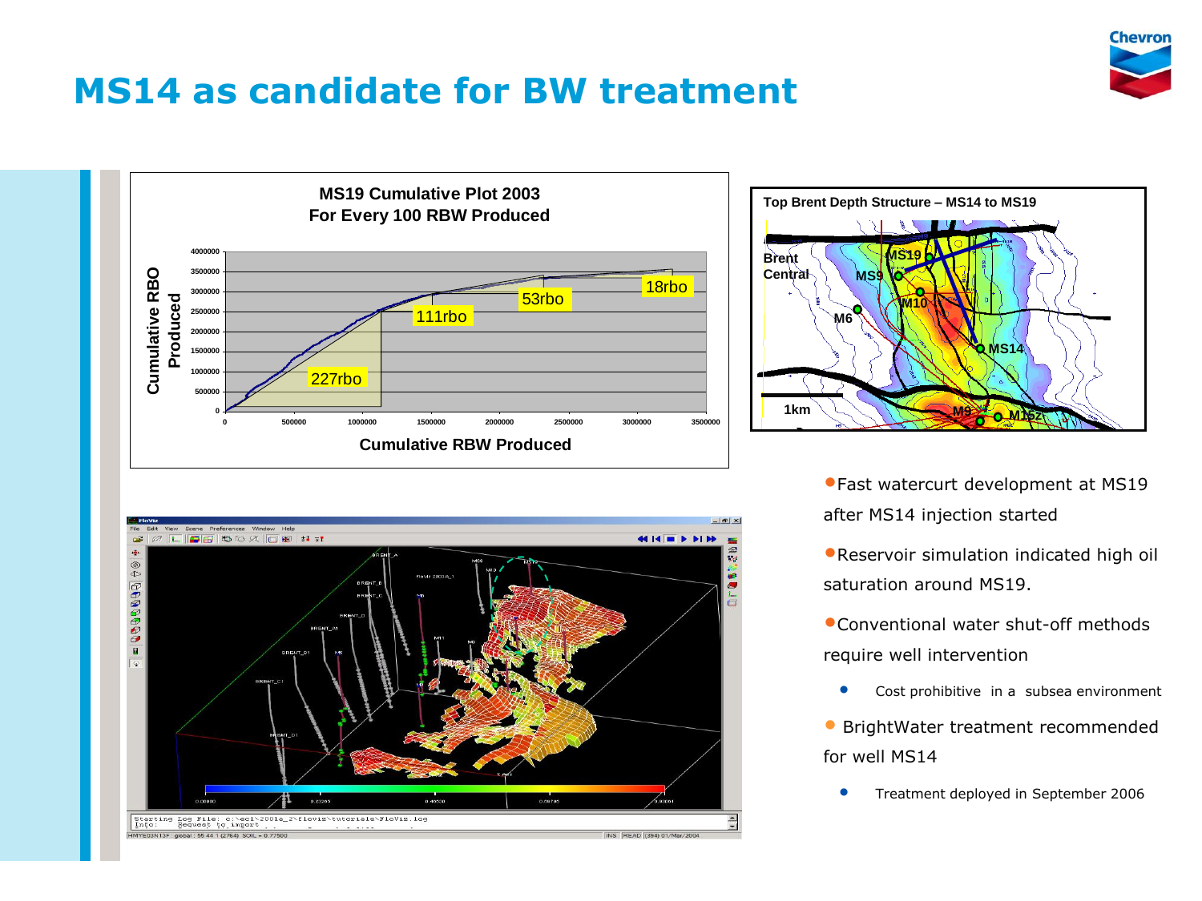# MS14 as candidate for BW treatment

**MS19 Cumulative Plot 2003**
**For Every 100 RBW Produced**

- Fast watercut development at MS19 after MS14 injection started
- Reservoir simulation indicated high oil saturation around MS19.
- Conventional water shut-off methods require well intervention
  - Cost prohibitive in a subsea environment
- BrightWater treatment recommended for well MS14
  - Treatment deployed in September 2006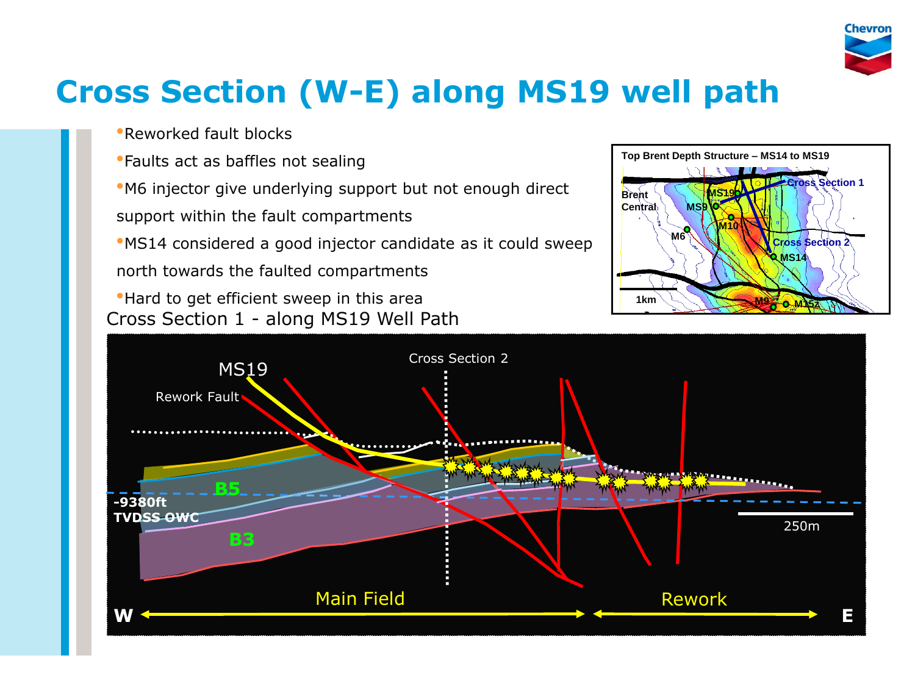# Cross Section (W-E) along MS19 well path

- Reworked fault blocks
- Faults act as baffles not sealing
- M6 injector give underlying support but not enough direct support within the fault compartments
- MS14 considered a good injector candidate as it could sweep north towards the faulted compartments
- Hard to get efficient sweep in this area

Top Brent Depth Structure – MS14 to MS19

Cross Section 1 - along MS19 Well Path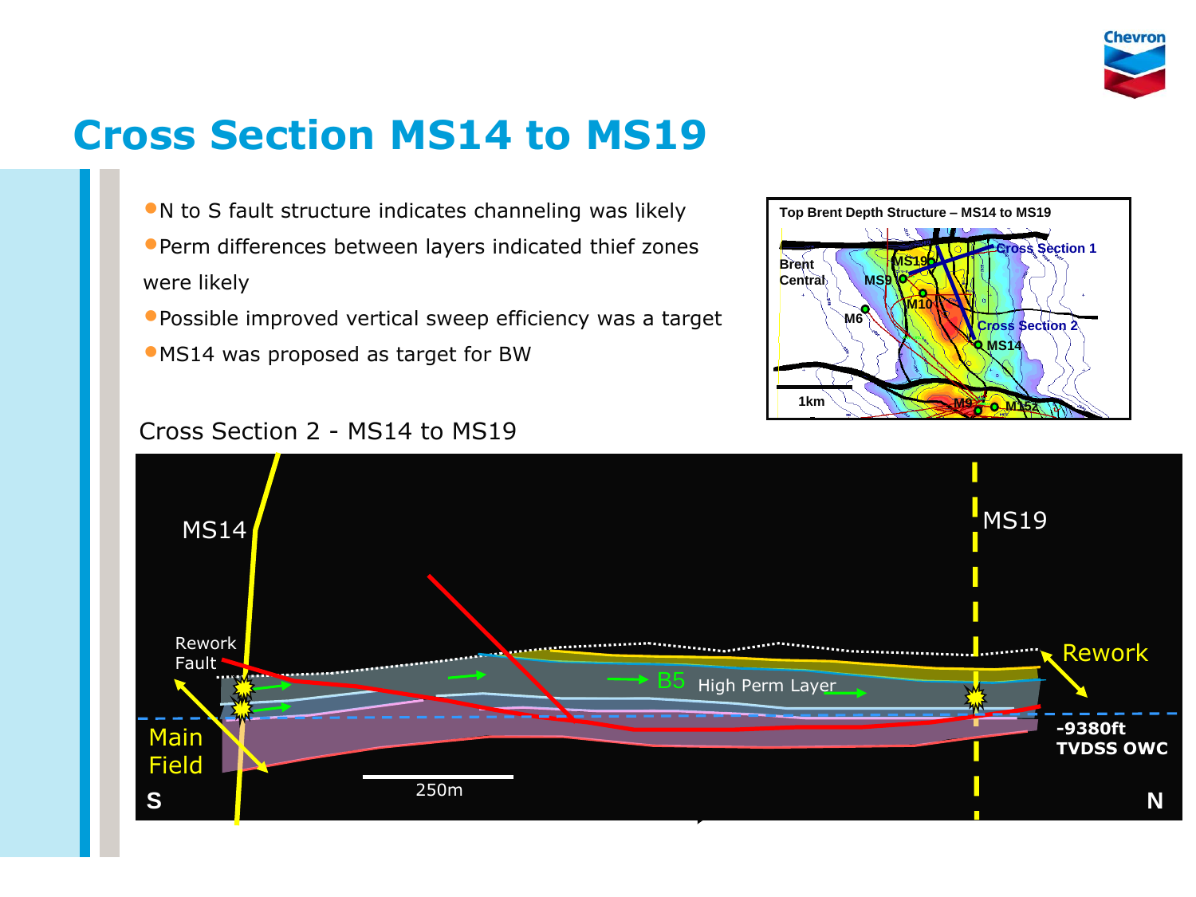# Cross Section MS14 to MS19

- N to S fault structure indicates channeling was likely
- Perm differences between layers indicated thief zones were likely
- Possible improved vertical sweep efficiency was a target
- MS14 was proposed as target for BW

Top Brent Depth Structure – MS14 to MS19

Cross Section 2 - MS14 to MS19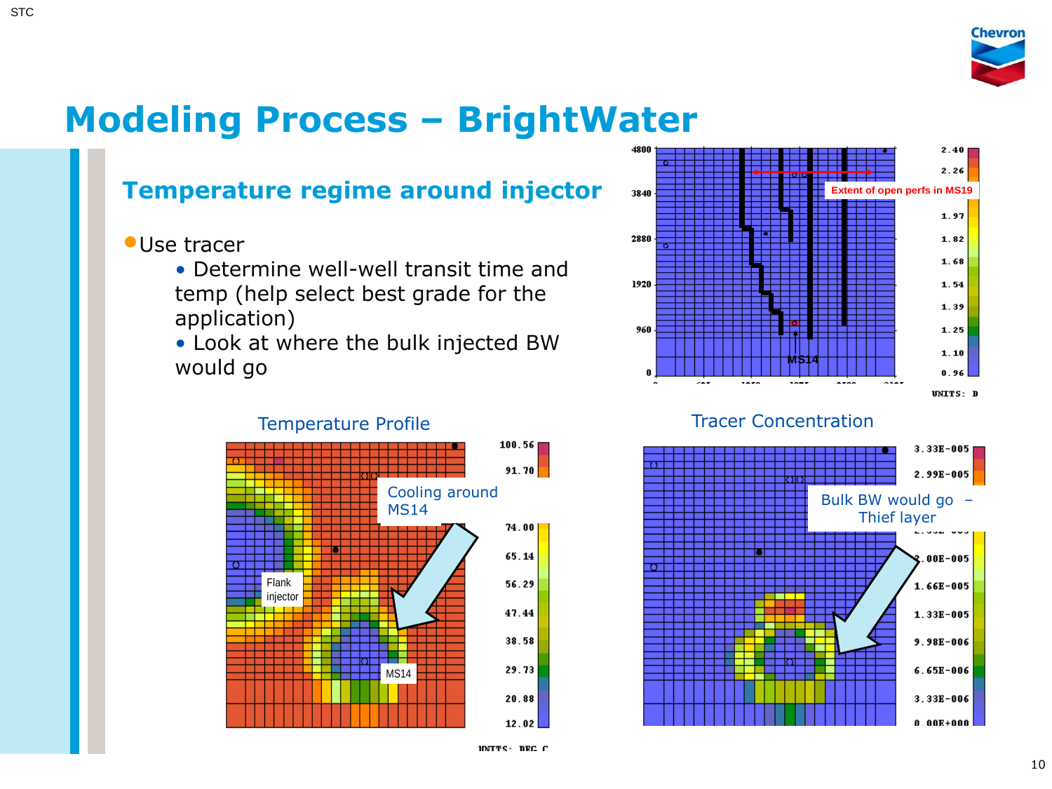# Modeling Process – BrightWater

## Temperature regime around injector

- Use tracer
  - Determine well-well transit time and temp (help select best grade for the application)
  - Look at where the bulk injected BW would go

Extent of open perfs in MS19

MS14

UNITS: D

Temperature Profile

Cooling around MS14

Flank injector

MS14

UNITS: DEG C

Tracer Concentration

Bulk BW would go – Thief layer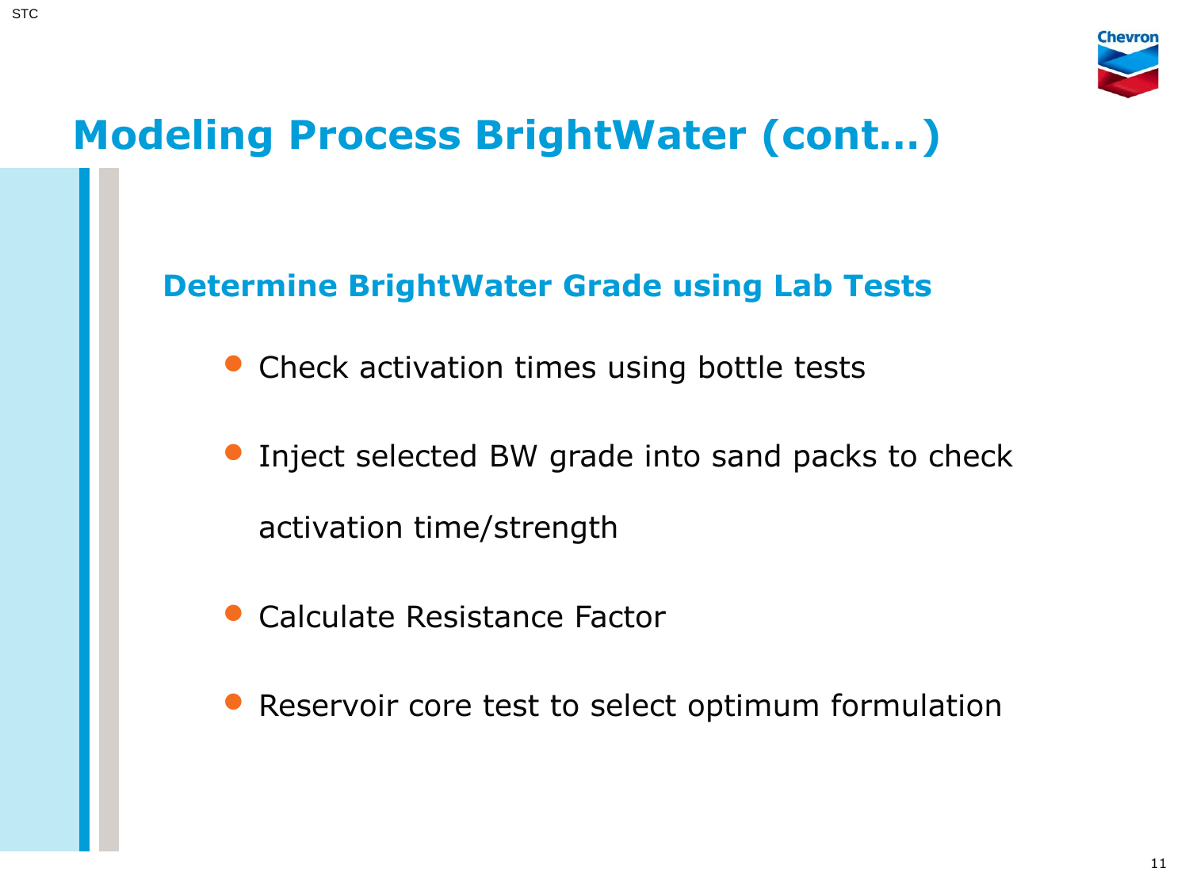# Modeling Process BrightWater (cont…)

## Determine BrightWater Grade using Lab Tests

- Check activation times using bottle tests
- Inject selected BW grade into sand packs to check activation time/strength
- Calculate Resistance Factor
- Reservoir core test to select optimum formulation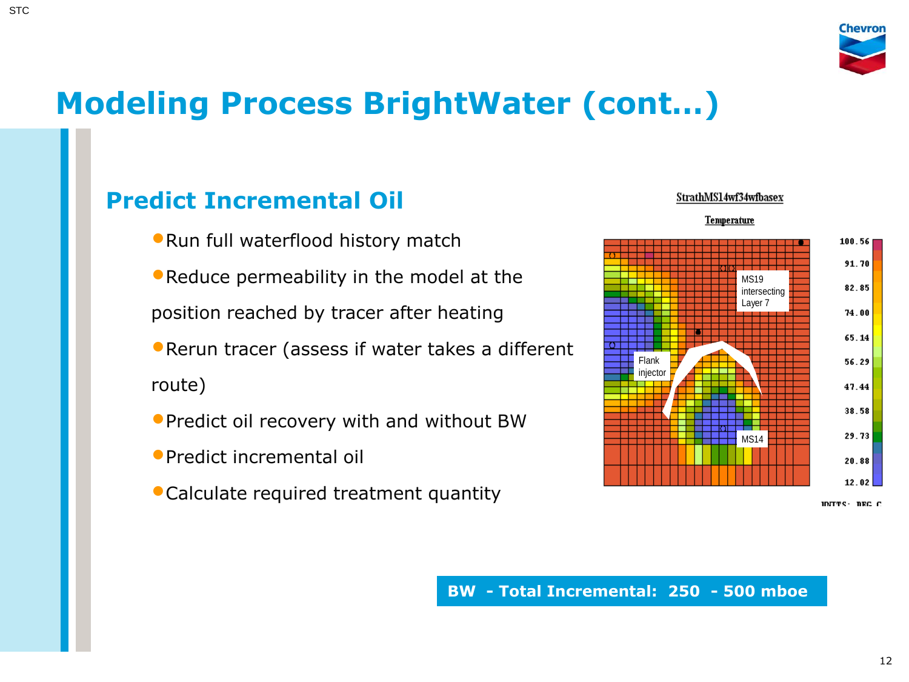# Modeling Process BrightWater (cont...)

## Predict Incremental Oil

- Run full waterflood history match
- Reduce permeability in the model at the position reached by tracer after heating
- Rerun tracer (assess if water takes a different route)
- Predict oil recovery with with and without BW
- Predict incremental oil
- Calculate required treatment quantity

StrathMS14wf34wfbasex

Temperature

MS19 intersecting Layer 7

Flank injector

MS14

100.56, 91.70, 82.85, 74.00, 65.14, 56.29, 47.44, 38.58, 29.73, 20.88, 12.02

UNITS: DEG C

**BW - Total Incremental: 250 - 500 mboe**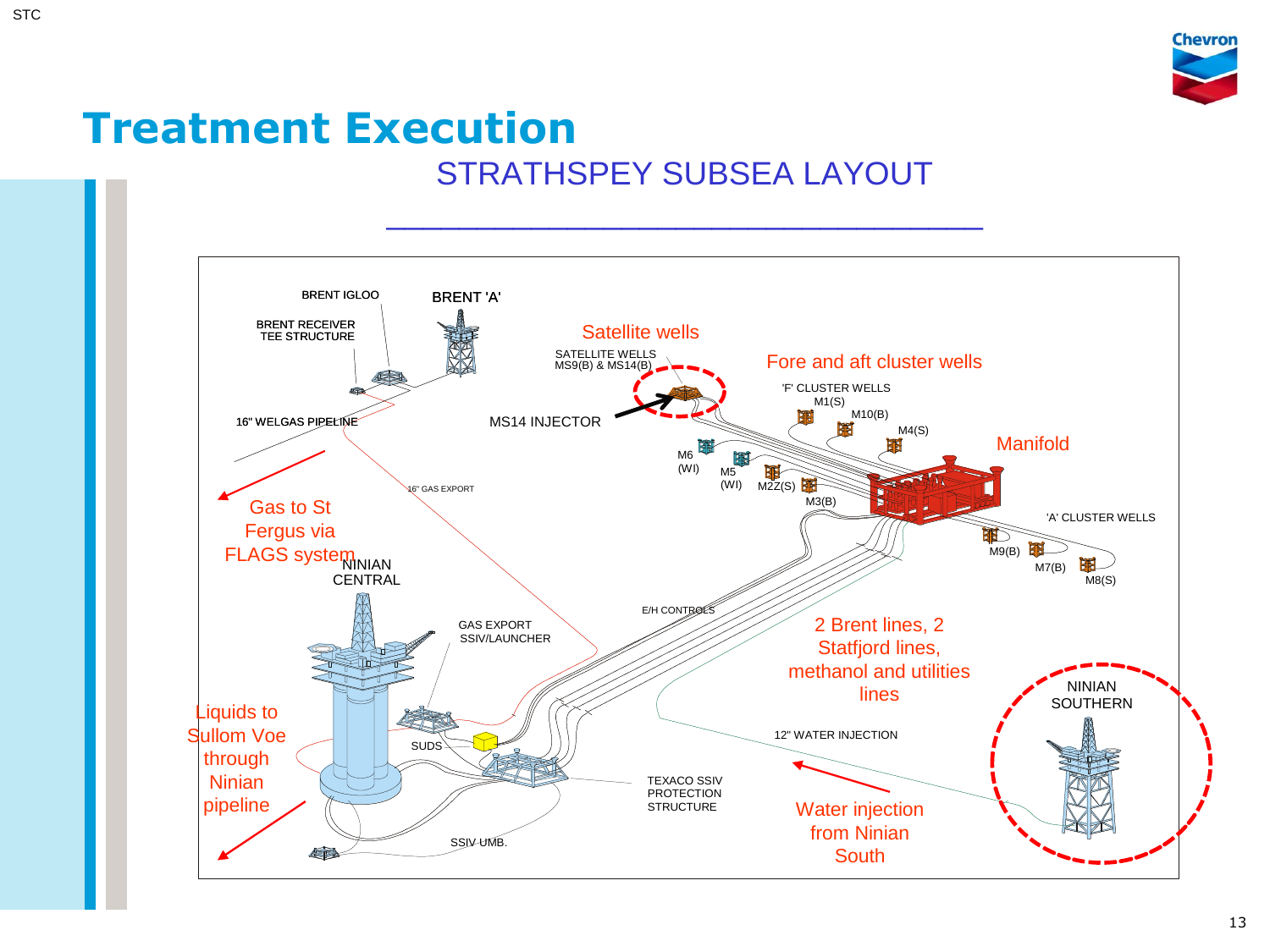# Treatment Execution

## STRATHSPEY SUBSEA LAYOUT

BRENT IGLOO

BRENT 'A'

BRENT RECEIVER TEE STRUCTURE

Satellite wells

SATELLITE WELLS MS9(B) & MS14(B)

Fore and aft cluster wells

'F' CLUSTER WELLS

M1(S)

M10(B)

M4(S)

16" WELGAS PIPELINE

MS14 INJECTOR

Manifold

M6 (WI)

M5 (WI)

M2Z(S)

M3(B)

16" GAS EXPORT

'A' CLUSTER WELLS

M9(B)

M7(B)

M8(S)

Gas to St Fergus via FLAGS system

NINIAN CENTRAL

E/H CONTROLS

GAS EXPORT SSIV/LAUNCHER

2 Brent lines, 2 Statfjord lines, methanol and utilities lines

NINIAN SOUTHERN

Liquids to Sullom Voe through Ninian pipeline

SUDS

12" WATER INJECTION

TEXACO SSIV PROTECTION STRUCTURE

Water injection from Ninian South

SSIV UMB.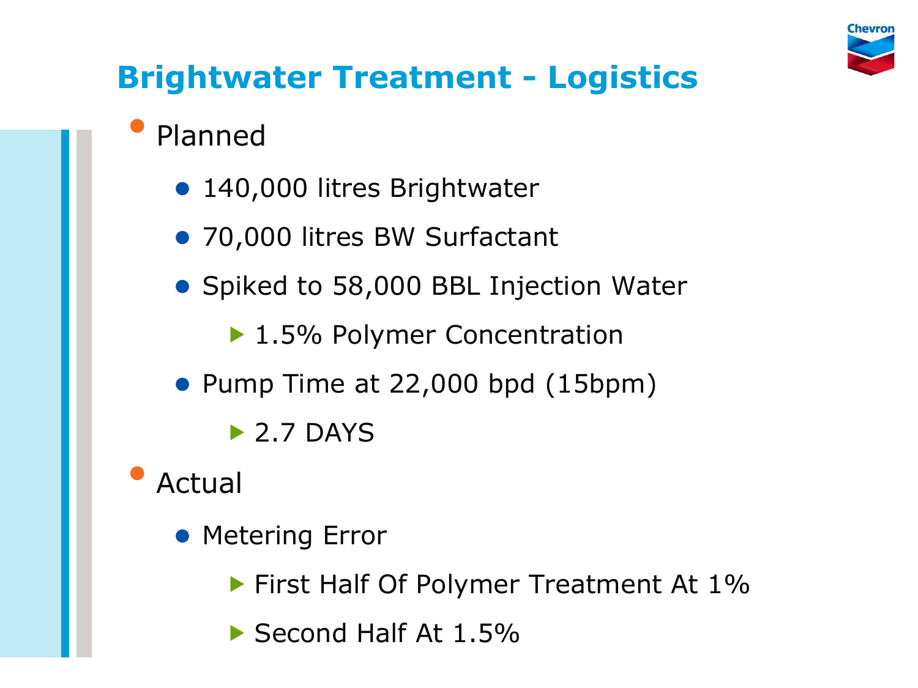# Brightwater Treatment - Logistics

- Planned
  - 140,000 litres Brightwater
  - 70,000 litres BW Surfactant
  - Spiked to 58,000 BBL Injection Water
    - 1.5% Polymer Concentration
  - Pump Time at 22,000 bpd (15bpm)
    - 2.7 DAYS
- Actual
  - Metering Error
    - First Half Of Polymer Treatment At 1%
    - Second Half At 1.5%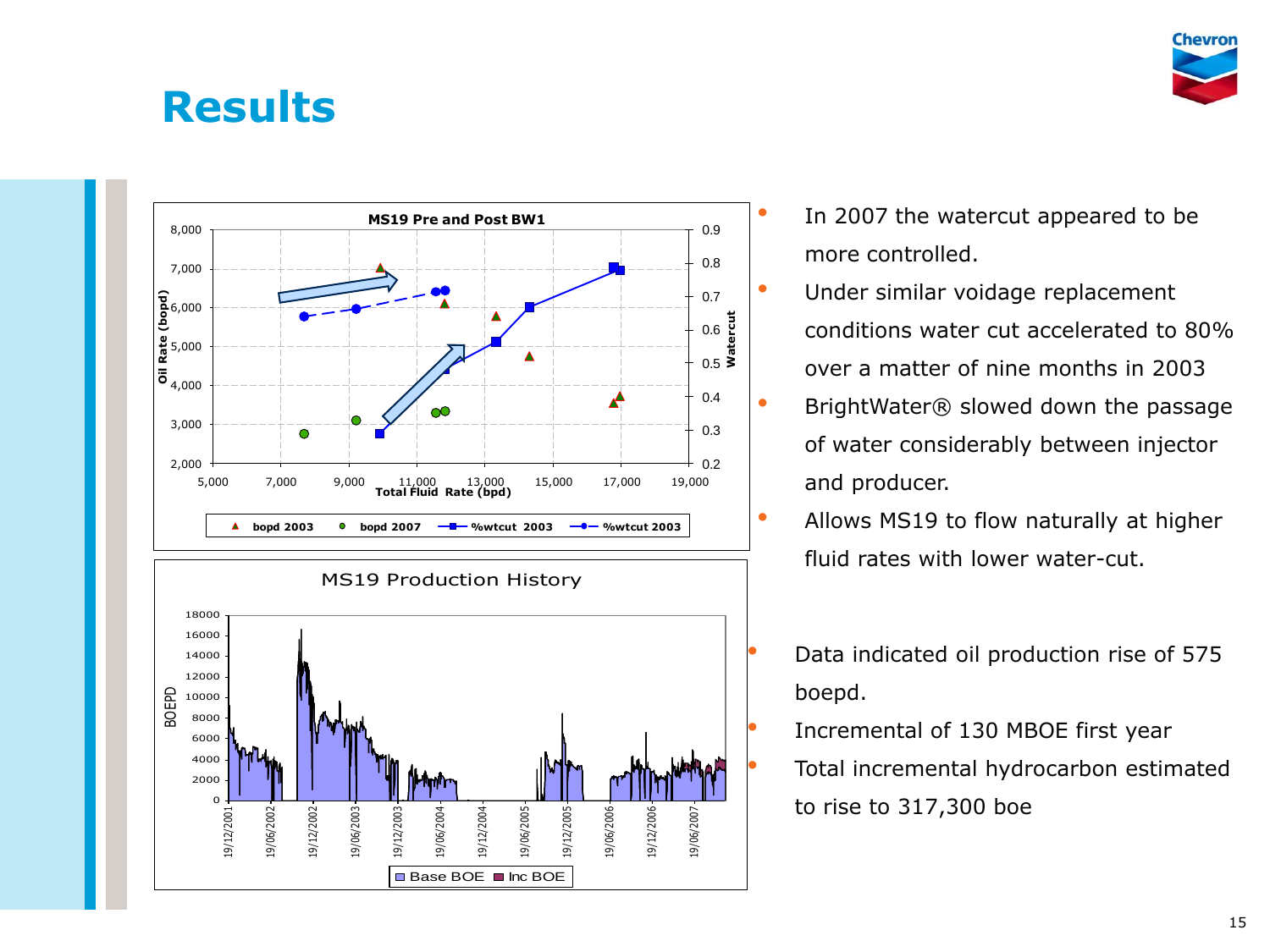# Results

- In 2007 the watercut appeared to be more controlled.
- Under similar voidage replacement conditions water cut accelerated to 80% over a matter of nine months in 2003
- BrightWater® slowed down the passage of water considerably between injector and producer.
- Allows MS19 to flow naturally at higher fluid rates with lower water-cut.

- Data indicated oil production rise of 575 boepd.
- Incremental of 130 MBOE first year
- Total incremental hydrocarbon estimated to rise to 317,300 boe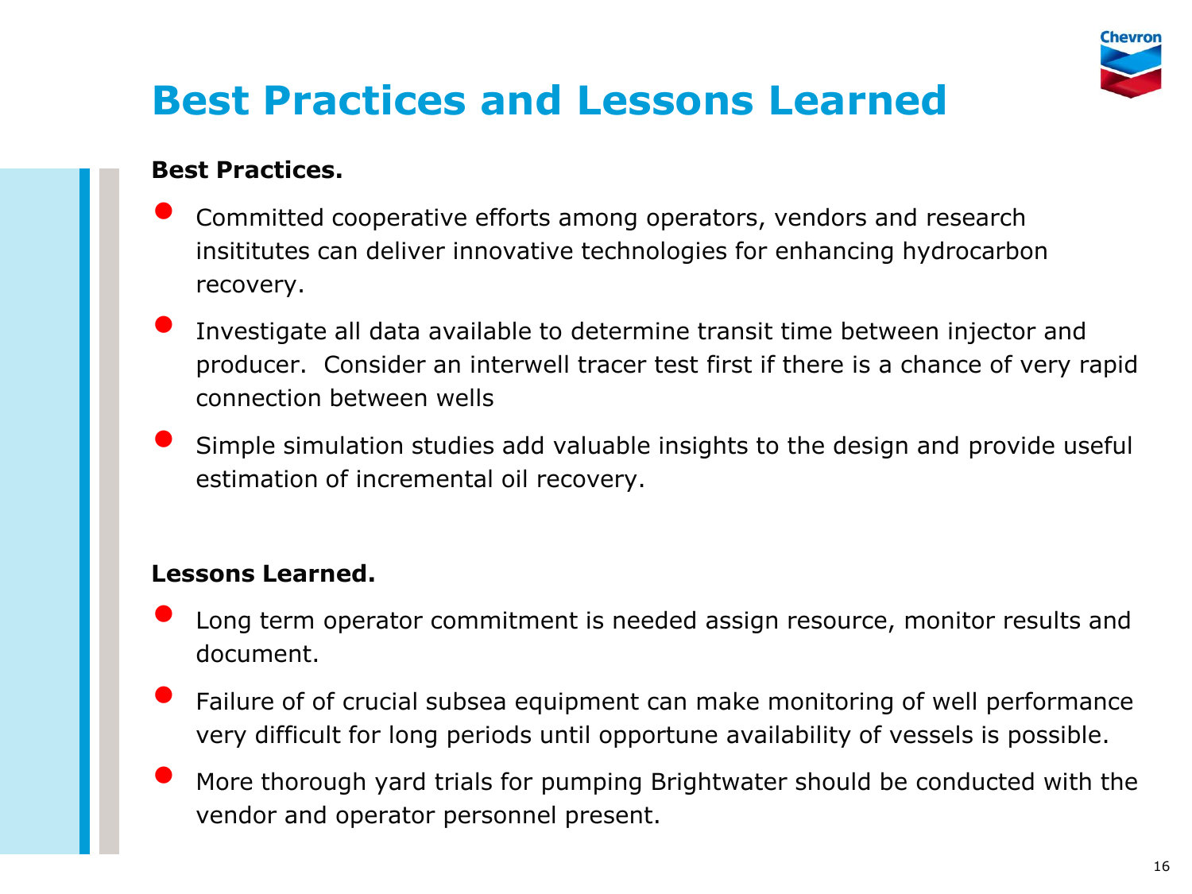# Best Practices and Lessons Learned

**Best Practices.**

- Committed cooperative efforts among operators, vendors and research insititutes can deliver innovative technologies for enhancing hydrocarbon recovery.
- Investigate all data available to determine transit time between injector and producer. Consider an interwell tracer test first if there is a chance of very rapid connection between wells
- Simple simulation studies add valuable insights to the design and provide useful estimation of incremental oil recovery.

**Lessons Learned.**

- Long term operator commitment is needed assign resource, monitor results and document.
- Failure of of crucial subsea equipment can make monitoring of well performance very difficult for long periods until opportune availability of vessels is possible.
- More thorough yard trials for pumping Brightwater should be conducted with the vendor and operator personnel present.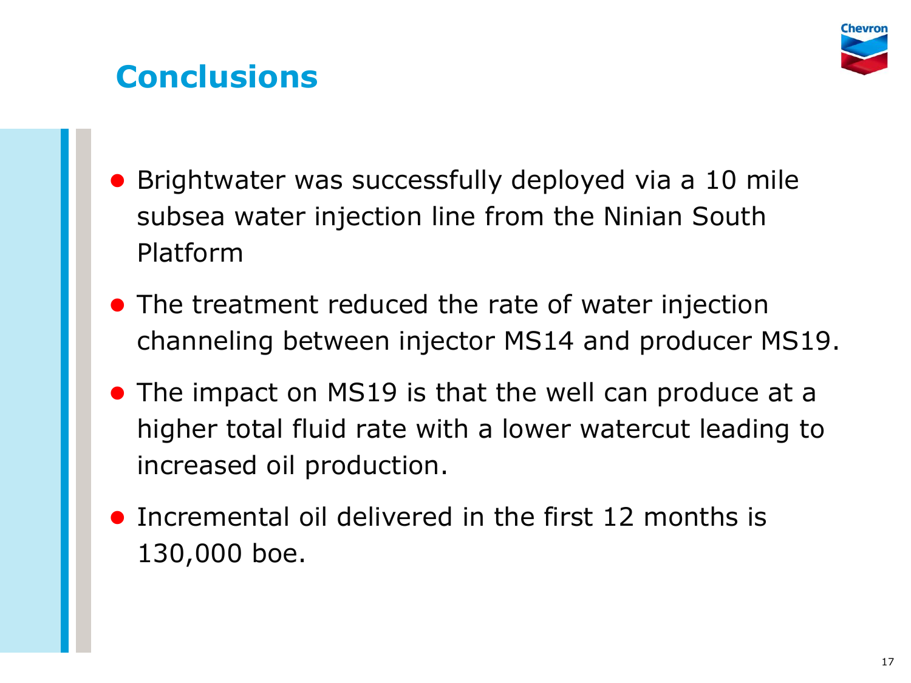# Conclusions

- Brightwater was successfully deployed via a 10 mile subsea water injection line from the Ninian South Platform
- The treatment reduced the rate of water injection channeling between injector MS14 and producer MS19.
- The impact on MS19 is that the well can produce at a higher total fluid rate with a lower watercut leading to increased oil production.
- Incremental oil delivered in the first 12 months is 130,000 boe.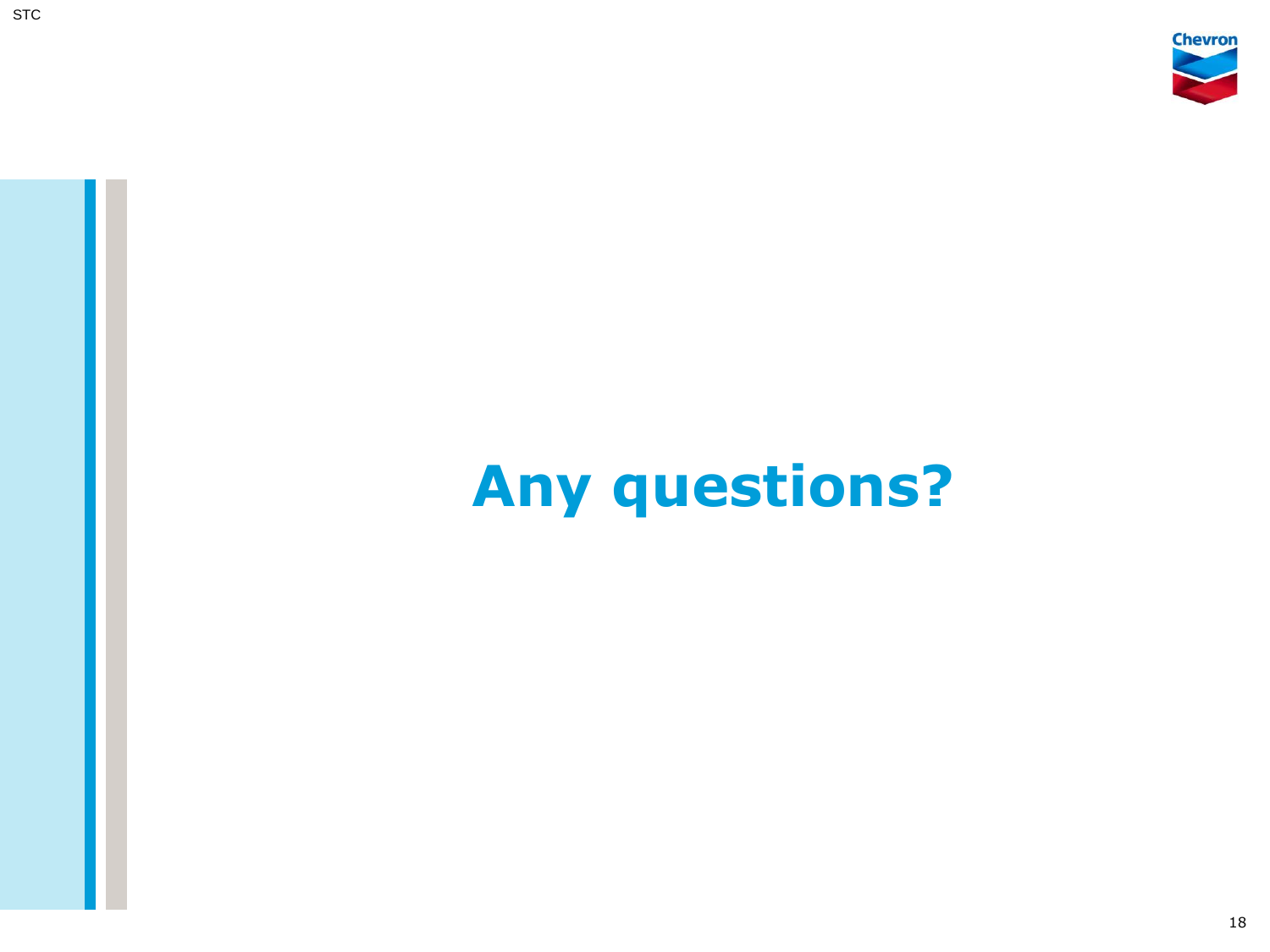# Any questions?